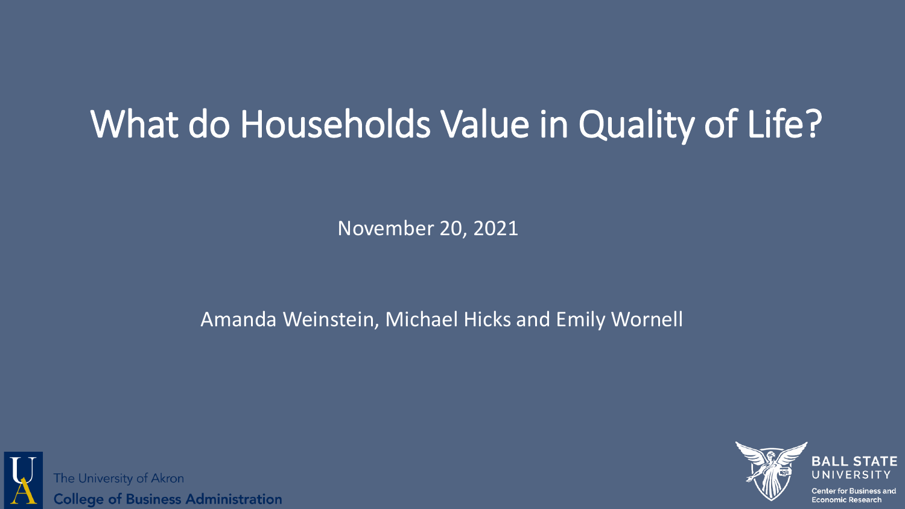# What do Households Value in Quality of Life?

November 20, 2021

Amanda Weinstein, Michael Hicks and Emily Wornell

The University of Akron
College of Business Administration

BALL STATE UNIVERSITY
Center for Business and Economic Research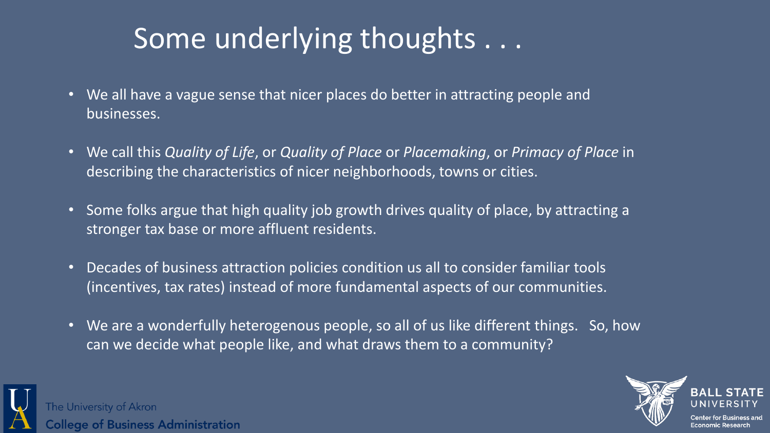# Some underlying thoughts . . .

- We all have a vague sense that nicer places do better in attracting people and businesses.
- We call this *Quality of Life*, or *Quality of Place* or *Placemaking*, or *Primacy of Place* in describing the characteristics of nicer neighborhoods, towns or cities.
- Some folks argue that high quality job growth drives quality of place, by attracting a stronger tax base or more affluent residents.
- Decades of business attraction policies condition us all to consider familiar tools (incentives, tax rates) instead of more fundamental aspects of our communities.
- We are a wonderfully heterogenous people, so all of us like different things. So, how can we decide what people like, and what draws them to a community?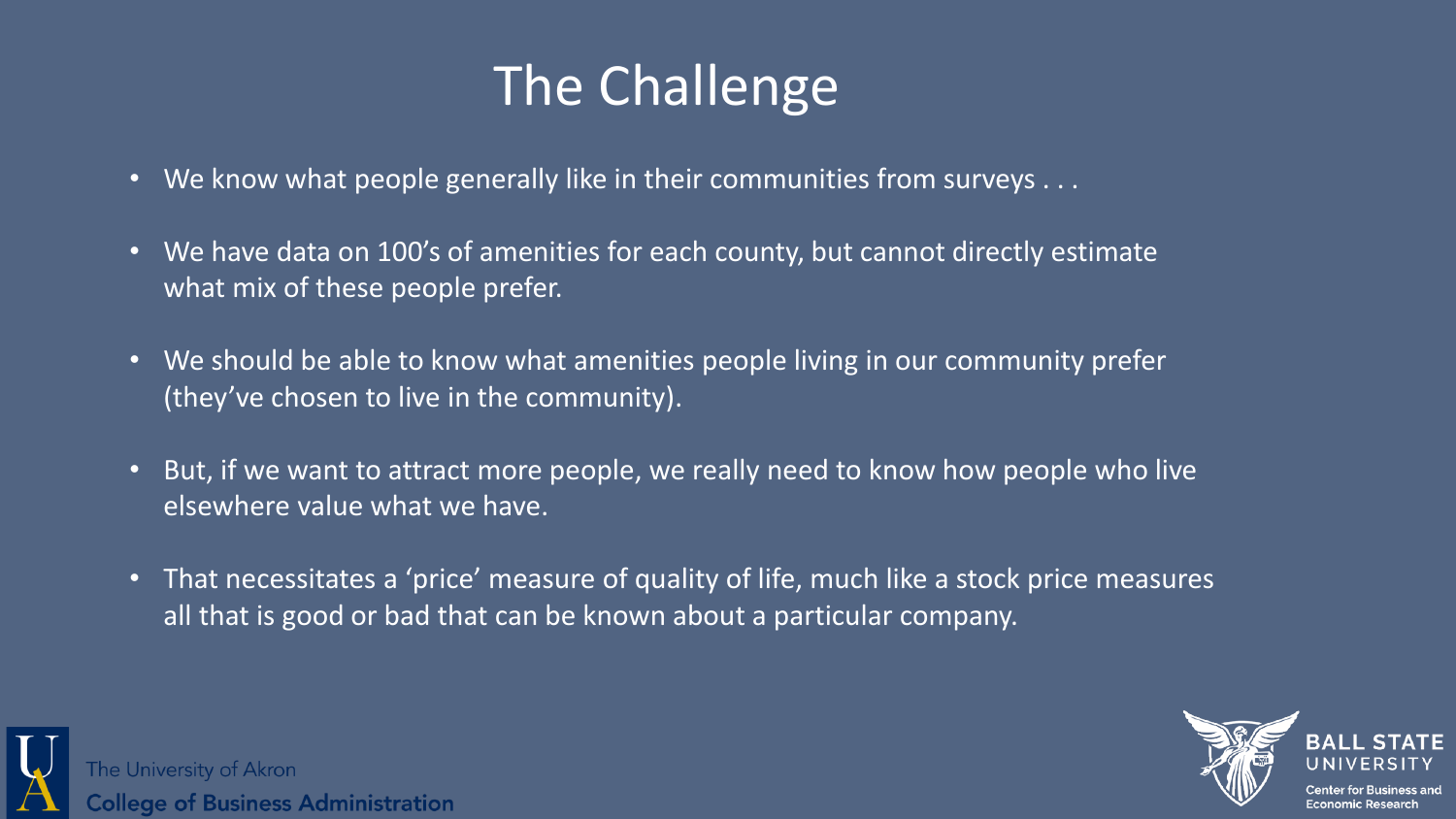# The Challenge

- We know what people generally like in their communities from surveys . . .
- We have data on 100's of amenities for each county, but cannot directly estimate what mix of these people prefer.
- We should be able to know what amenities people living in our community prefer (they've chosen to live in the community).
- But, if we want to attract more people, we really need to know how people who live elsewhere value what we have.
- That necessitates a 'price' measure of quality of life, much like a stock price measures all that is good or bad that can be known about a particular company.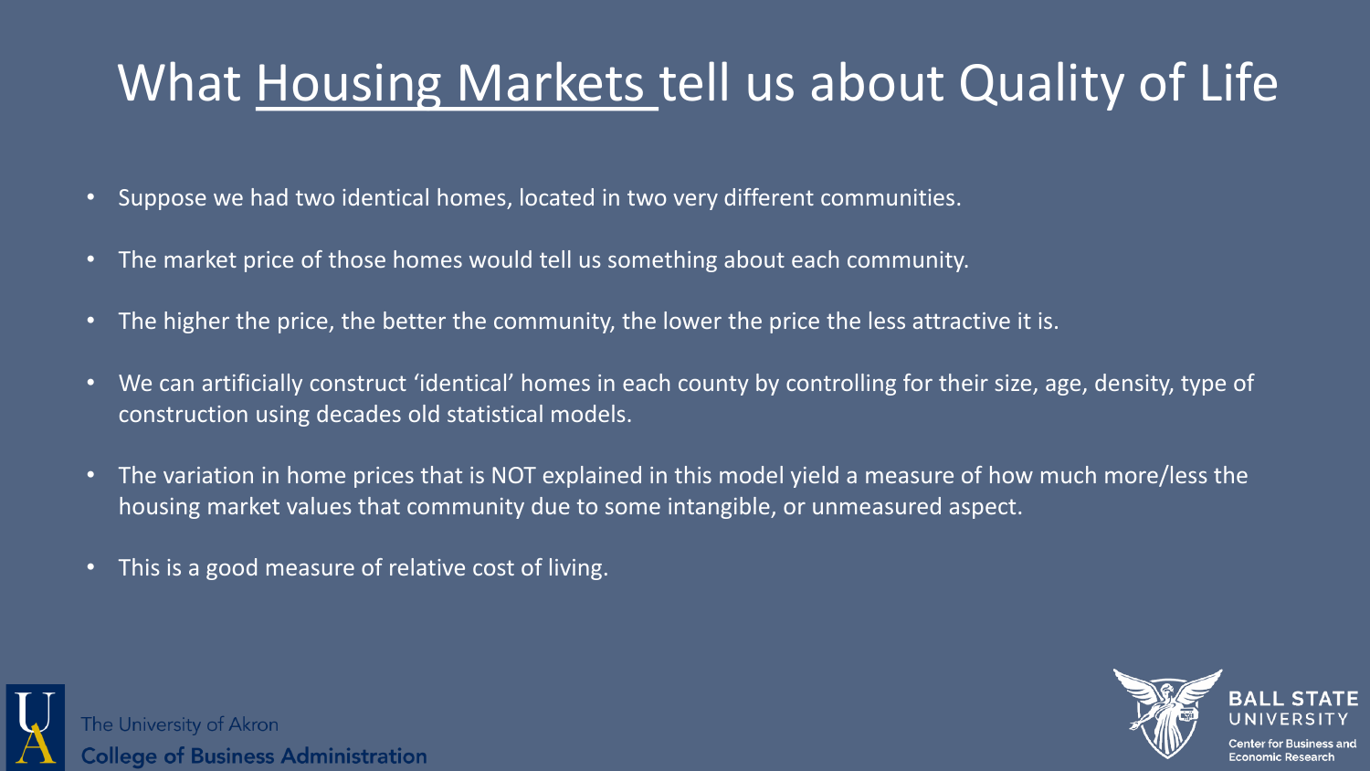# What Housing Markets tell us about Quality of Life

- Suppose we had two identical homes, located in two very different communities.
- The market price of those homes would tell us something about each community.
- The higher the price, the better the community, the lower the price the less attractive it is.
- We can artificially construct 'identical' homes in each county by controlling for their size, age, density, type of construction using decades old statistical models.
- The variation in home prices that is NOT explained in this model yield a measure of how much more/less the housing market values that community due to some intangible, or unmeasured aspect.
- This is a good measure of relative cost of living.

The University of Akron
**College of Business Administration**

**BALL STATE UNIVERSITY**
Center for Business and Economic Research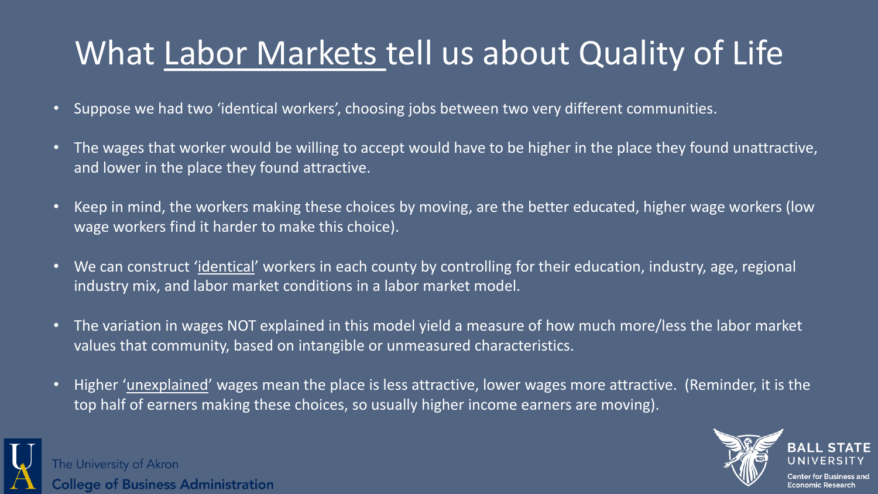# What Labor Markets tell us about Quality of Life

- Suppose we had two 'identical workers', choosing jobs between two very different communities.
- The wages that worker would be willing to accept would have to be higher in the place they found unattractive, and lower in the place they found attractive.
- Keep in mind, the workers making these choices by moving, are the better educated, higher wage workers (low wage workers find it harder to make this choice).
- We can construct 'identical' workers in each county by controlling for their education, industry, age, regional industry mix, and labor market conditions in a labor market model.
- The variation in wages NOT explained in this model yield a measure of how much more/less the labor market values that community, based on intangible or unmeasured characteristics.
- Higher 'unexplained' wages mean the place is less attractive, lower wages more attractive. (Reminder, it is the top half of earners making these choices, so usually higher income earners are moving).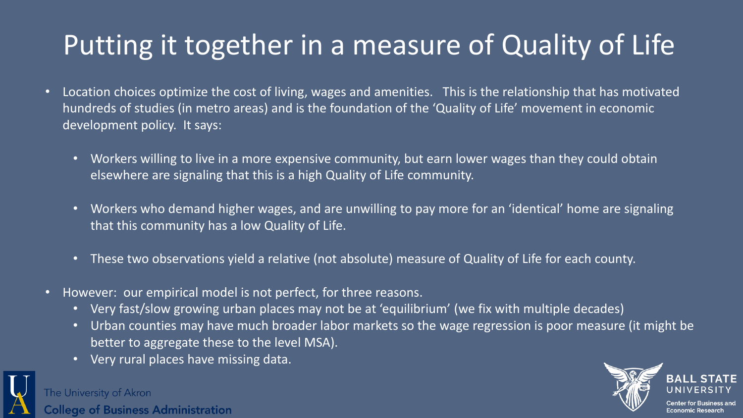# Putting it together in a measure of Quality of Life

- Location choices optimize the cost of living, wages and amenities. This is the relationship that has motivated hundreds of studies (in metro areas) and is the foundation of the 'Quality of Life' movement in economic development policy. It says:
  - Workers willing to live in a more expensive community, but earn lower wages than they could obtain elsewhere are signaling that this is a high Quality of Life community.
  - Workers who demand higher wages, and are unwilling to pay more for an 'identical' home are signaling that this community has a low Quality of Life.
  - These two observations yield a relative (not absolute) measure of Quality of Life for each county.
- However: our empirical model is not perfect, for three reasons.
  - Very fast/slow growing urban places may not be at 'equilibrium' (we fix with multiple decades)
  - Urban counties may have much broader labor markets so the wage regression is poor measure (it might be better to aggregate these to the level MSA).
  - Very rural places have missing data.

The University of Akron
College of Business Administration

BALL STATE UNIVERSITY
Center for Business and Economic Research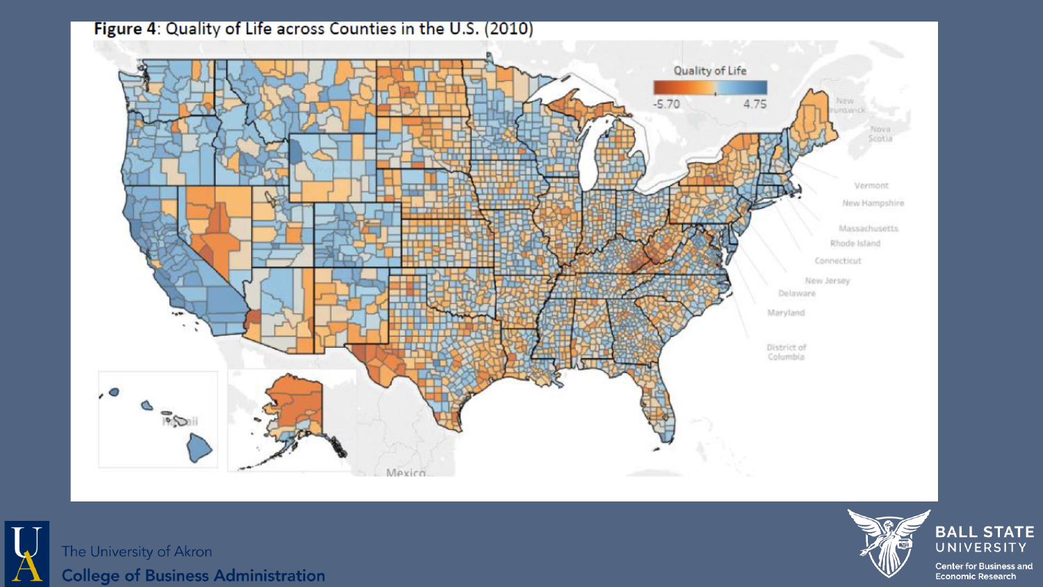**Figure 4**: Quality of Life across Counties in the U.S. (2010)

Quality of Life

-5.70 4.75

The University of Akron
College of Business Administration

BALL STATE UNIVERSITY
Center for Business and Economic Research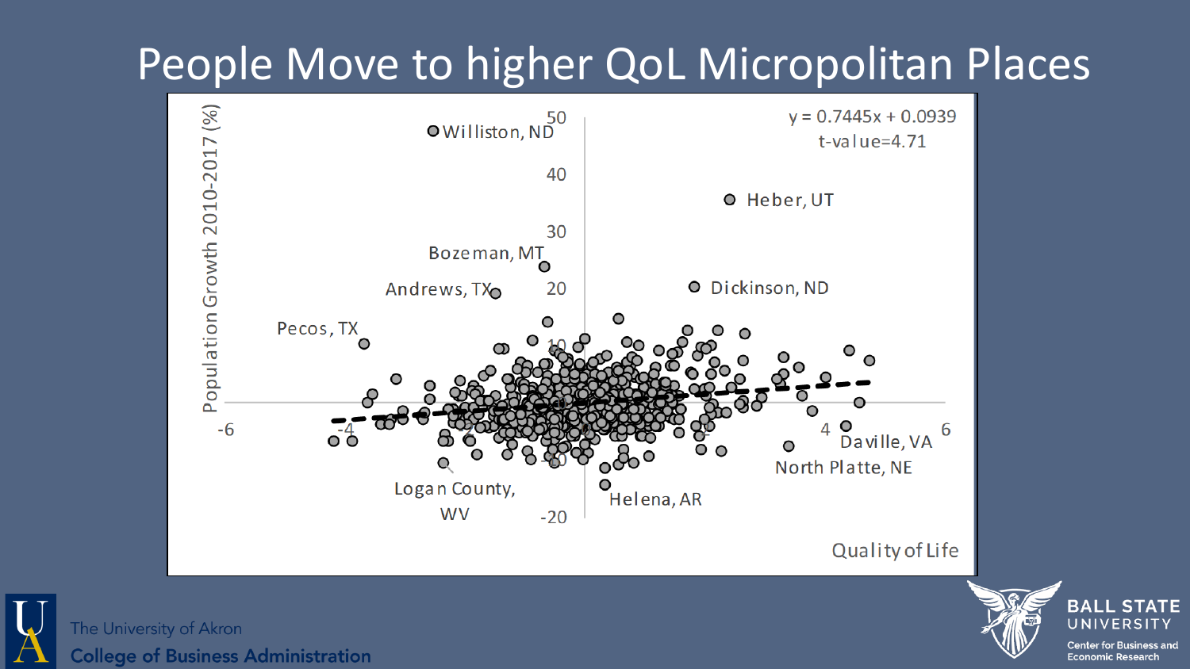# People Move to higher QoL Micropolitan Places

Population Growth 2010-2017 (%)

$y = 0.7445x + 0.0939$

t-value=4.71

Williston, ND

Heber, UT

Bozeman, MT

Andrews, TX

Dickinson, ND

Pecos, TX

Daville, VA

North Platte, NE

Logan County, WV

Helena, AR

Quality of Life

The University of Akron
**College of Business Administration**

BALL STATE UNIVERSITY
Center for Business and Economic Research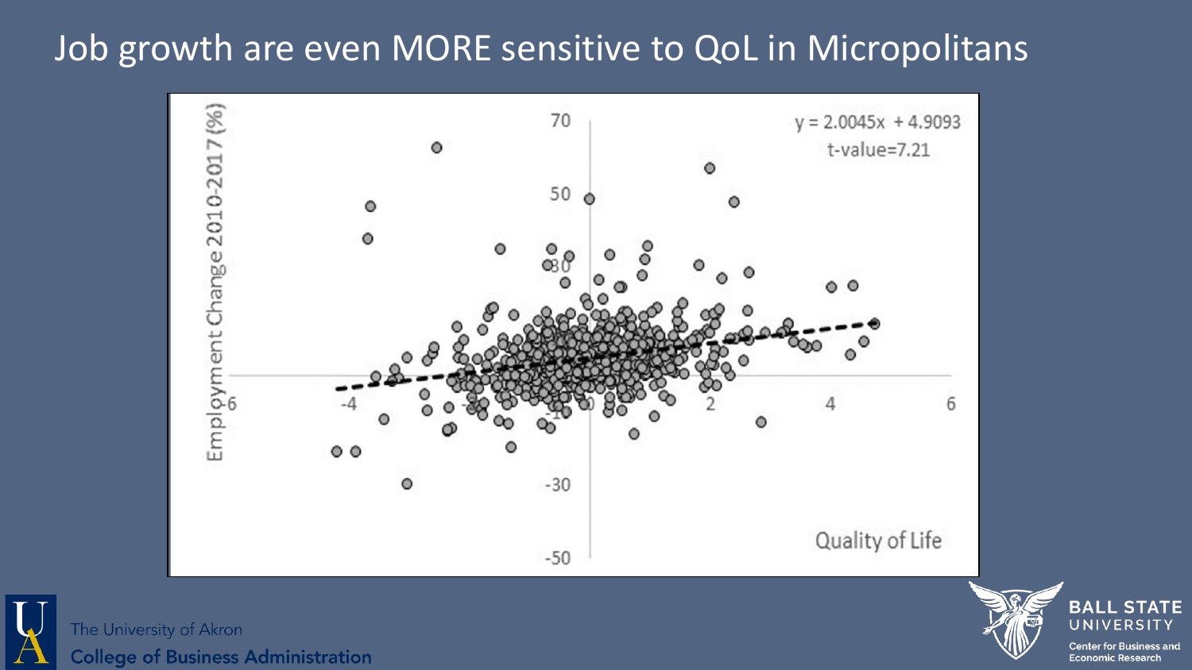# Job growth are even MORE sensitive to QoL in Micropolitans

$y = 2.0045x + 4.9093$

t-value=7.21

Employment Change 2010-2017 (%)

Quality of Life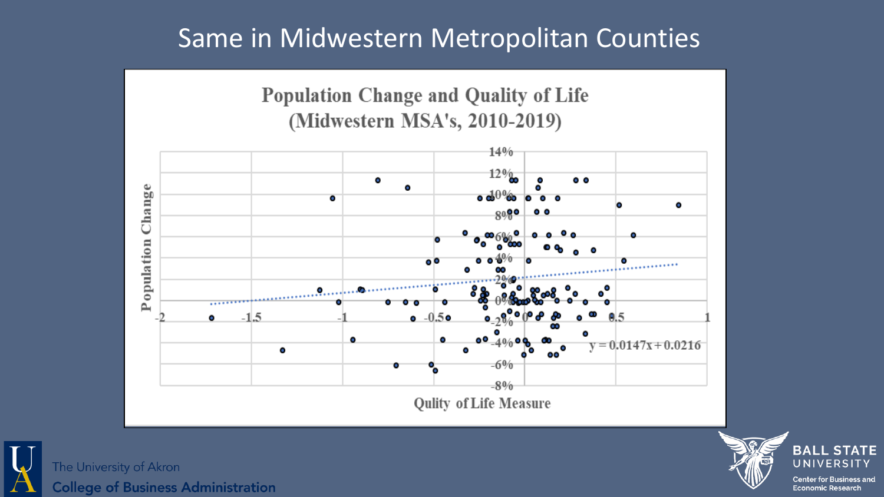# Same in Midwestern Metropolitan Counties

**Population Change and Quality of Life (Midwestern MSA's, 2010-2019)**

Population Change

Qulity of Life Measure

$y = 0.0147x + 0.0216$

The University of Akron
College of Business Administration

BALL STATE UNIVERSITY
Center for Business and Economic Research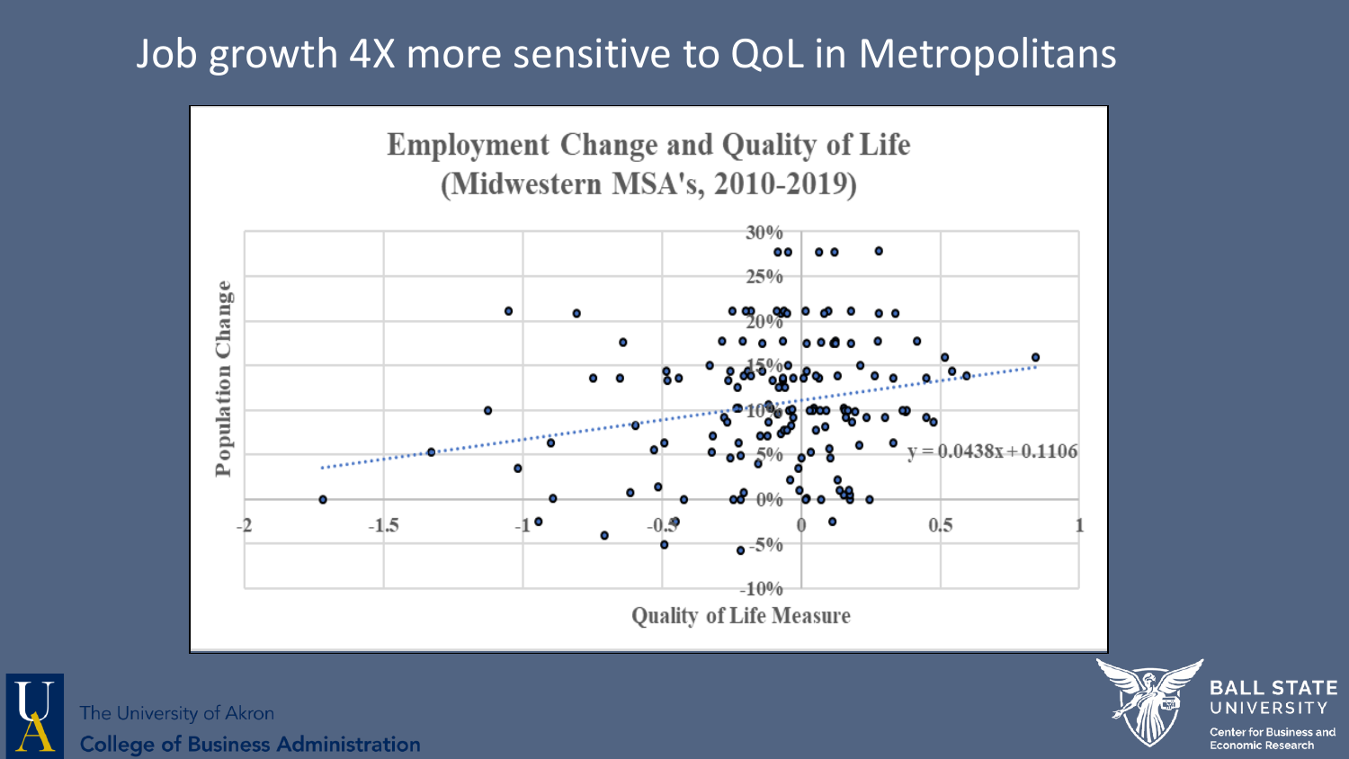# Job growth 4X more sensitive to QoL in Metropolitans

**Employment Change and Quality of Life (Midwestern MSA's, 2010-2019)**

Population Change

$y = 0.0438x + 0.1106$

Quality of Life Measure

The University of Akron College of Business Administration

Ball State University Center for Business and Economic Research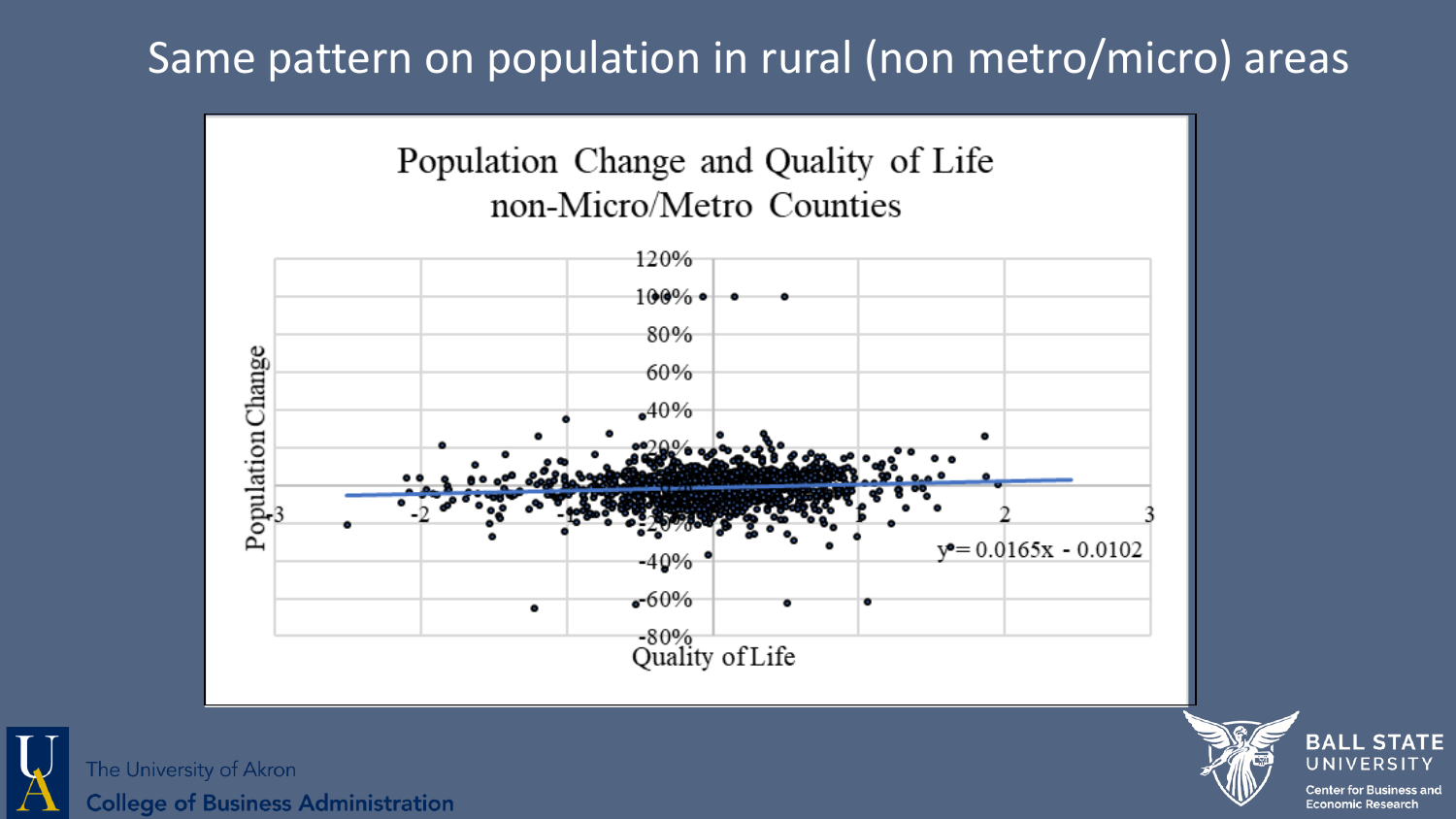# Same pattern on population in rural (non metro/micro) areas

**Population Change and Quality of Life**
**non-Micro/Metro Counties**

Y-axis: Population Change (-80% to 120%)

X-axis: Quality of Life (-3 to 3)

$y = 0.0165x - 0.0102$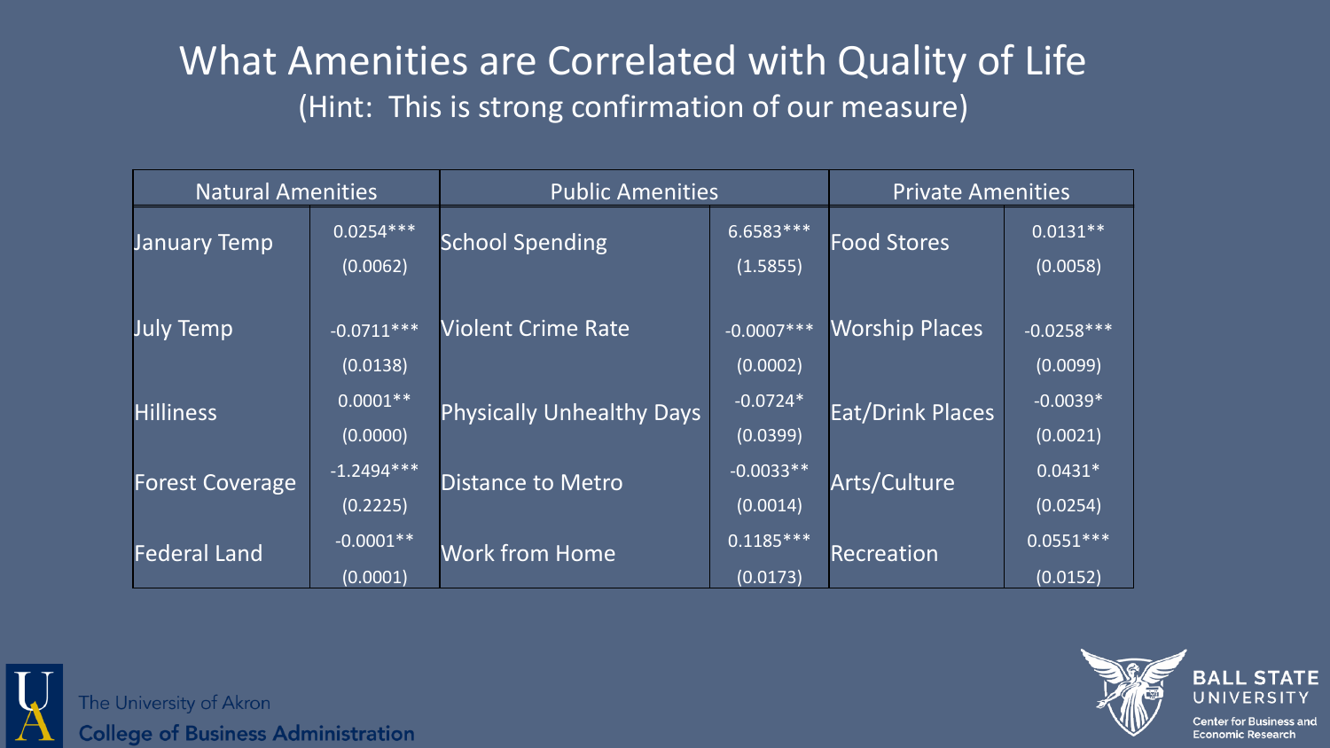# What Amenities are Correlated with Quality of Life

(Hint: This is strong confirmation of our measure)

| Natural Amenities | | Public Amenities | | Private Amenities | |
|---|---|---|---|---|---|
| January Temp | 0.0254*** (0.0062) | School Spending | 6.6583*** (1.5855) | Food Stores | 0.0131** (0.0058) |
| July Temp | -0.0711*** (0.0138) | Violent Crime Rate | -0.0007*** (0.0002) | Worship Places | -0.0258*** (0.0099) |
| Hilliness | 0.0001** (0.0000) | Physically Unhealthy Days | -0.0724* (0.0399) | Eat/Drink Places | -0.0039* (0.0021) |
| Forest Coverage | -1.2494*** (0.2225) | Distance to Metro | -0.0033** (0.0014) | Arts/Culture | 0.0431* (0.0254) |
| Federal Land | -0.0001** (0.0001) | Work from Home | 0.1185*** (0.0173) | Recreation | 0.0551*** (0.0152) |

The University of Akron
College of Business Administration

BALL STATE UNIVERSITY
Center for Business and Economic Research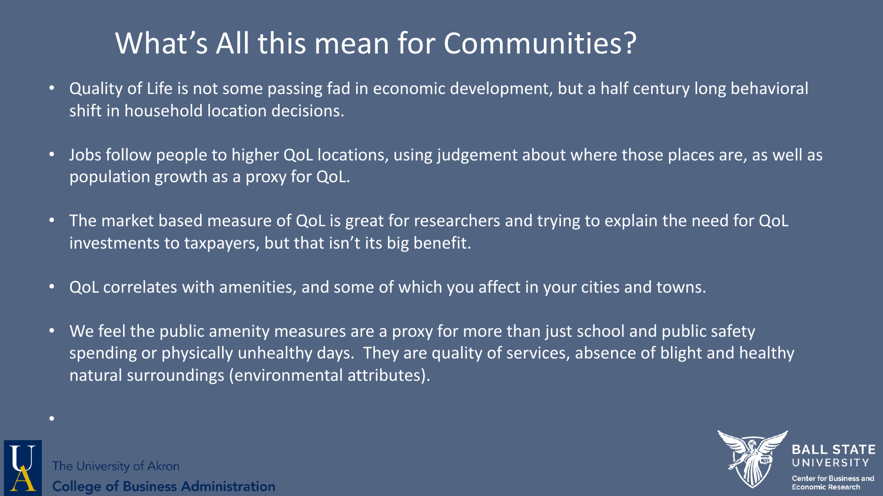# What's All this mean for Communities?

- Quality of Life is not some passing fad in economic development, but a half century long behavioral shift in household location decisions.
- Jobs follow people to higher QoL locations, using judgement about where those places are, as well as population growth as a proxy for QoL.
- The market based measure of QoL is great for researchers and trying to explain the need for QoL investments to taxpayers, but that isn't its big benefit.
- QoL correlates with amenities, and some of which you affect in your cities and towns.
- We feel the public amenity measures are a proxy for more than just school and public safety spending or physically unhealthy days. They are quality of services, absence of blight and healthy natural surroundings (environmental attributes).

The University of Akron
College of Business Administration

Ball State University
Center for Business and Economic Research